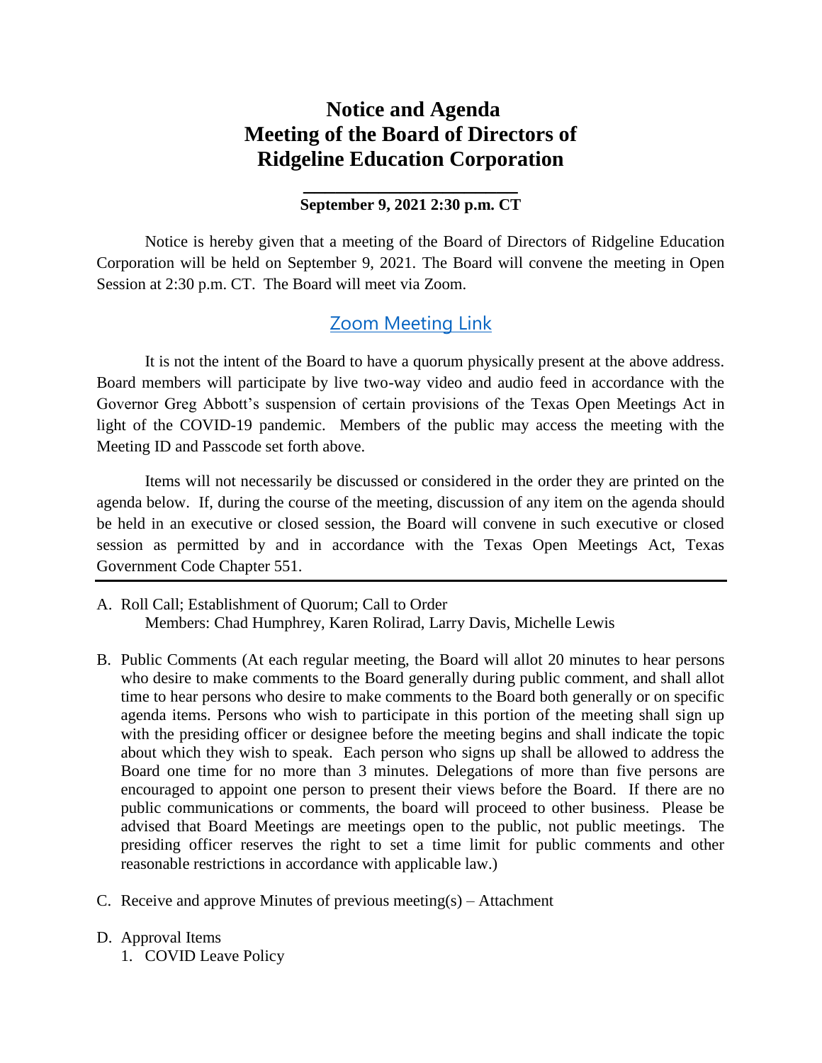# Notice and Agenda
# Meeting of the Board of Directors of Ridgeline Education Corporation

**September 9, 2021 2:30 p.m. CT**

Notice is hereby given that a meeting of the Board of Directors of Ridgeline Education Corporation will be held on September 9, 2021. The Board will convene the meeting in Open Session at 2:30 p.m. CT. The Board will meet via Zoom.

Zoom Meeting Link

It is not the intent of the Board to have a quorum physically present at the above address. Board members will participate by live two-way video and audio feed in accordance with the Governor Greg Abbott's suspension of certain provisions of the Texas Open Meetings Act in light of the COVID-19 pandemic. Members of the public may access the meeting with the Meeting ID and Passcode set forth above.

Items will not necessarily be discussed or considered in the order they are printed on the agenda below. If, during the course of the meeting, discussion of any item on the agenda should be held in an executive or closed session, the Board will convene in such executive or closed session as permitted by and in accordance with the Texas Open Meetings Act, Texas Government Code Chapter 551.

---

A. Roll Call; Establishment of Quorum; Call to Order
   Members: Chad Humphrey, Karen Rolirad, Larry Davis, Michelle Lewis

B. Public Comments (At each regular meeting, the Board will allot 20 minutes to hear persons who desire to make comments to the Board generally during public comment, and shall allot time to hear persons who desire to make comments to the Board both generally or on specific agenda items. Persons who wish to participate in this portion of the meeting shall sign up with the presiding officer or designee before the meeting begins and shall indicate the topic about which they wish to speak. Each person who signs up shall be allowed to address the Board one time for no more than 3 minutes. Delegations of more than five persons are encouraged to appoint one person to present their views before the Board. If there are no public communications or comments, the board will proceed to other business. Please be advised that Board Meetings are meetings open to the public, not public meetings. The presiding officer reserves the right to set a time limit for public comments and other reasonable restrictions in accordance with applicable law.)

C. Receive and approve Minutes of previous meeting(s) – Attachment

D. Approval Items
   1. COVID Leave Policy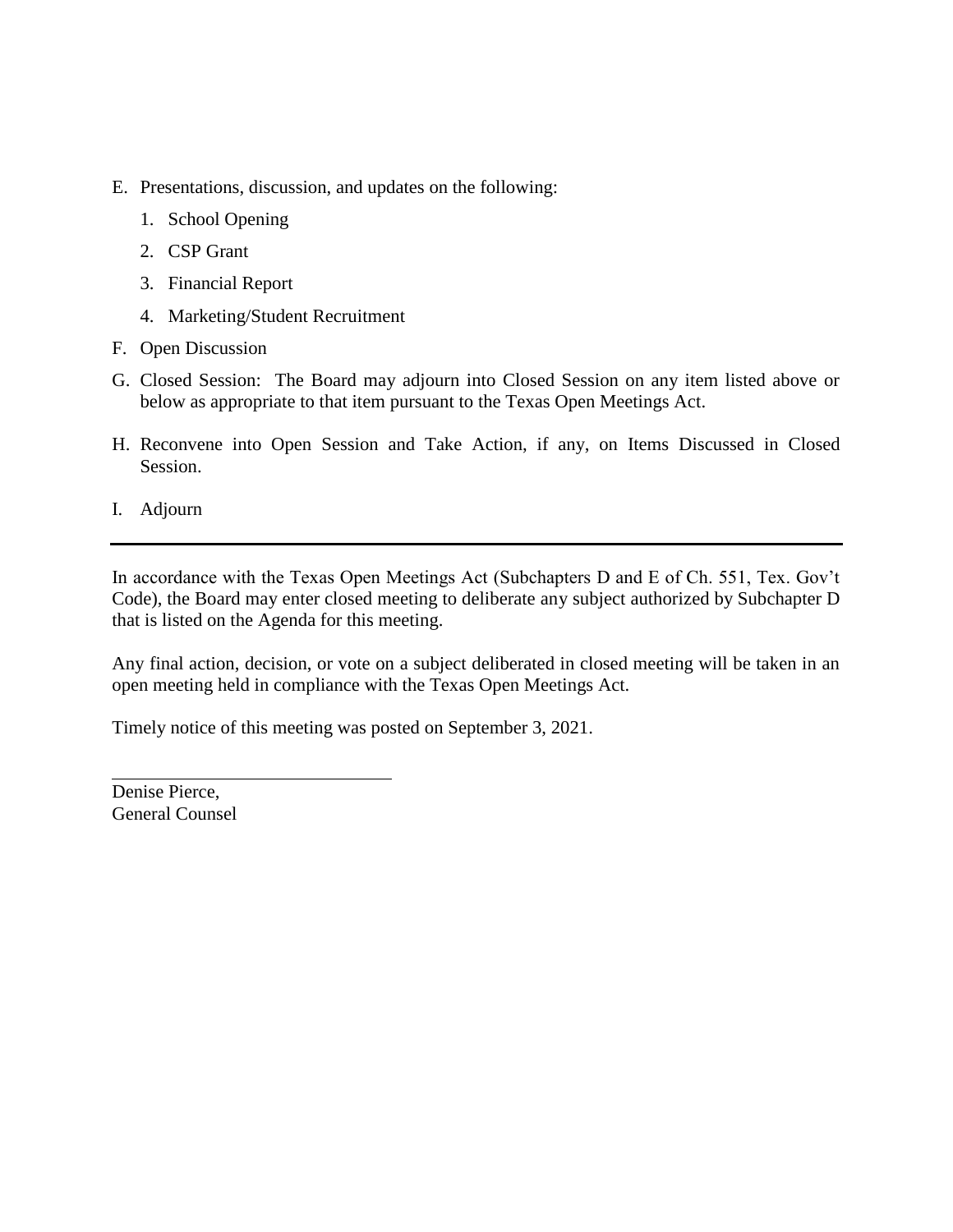E. Presentations, discussion, and updates on the following:
   1. School Opening
   2. CSP Grant
   3. Financial Report
   4. Marketing/Student Recruitment
F. Open Discussion
G. Closed Session: The Board may adjourn into Closed Session on any item listed above or below as appropriate to that item pursuant to the Texas Open Meetings Act.
H. Reconvene into Open Session and Take Action, if any, on Items Discussed in Closed Session.
I. Adjourn

---

In accordance with the Texas Open Meetings Act (Subchapters D and E of Ch. 551, Tex. Gov't Code), the Board may enter closed meeting to deliberate any subject authorized by Subchapter D that is listed on the Agenda for this meeting.

Any final action, decision, or vote on a subject deliberated in closed meeting will be taken in an open meeting held in compliance with the Texas Open Meetings Act.

Timely notice of this meeting was posted on September 3, 2021.

\_\_\_\_\_\_\_\_\_\_\_\_\_\_\_\_\_\_\_\_\_\_\_\_\_\_\_\_\_\_

Denise Pierce,
General Counsel